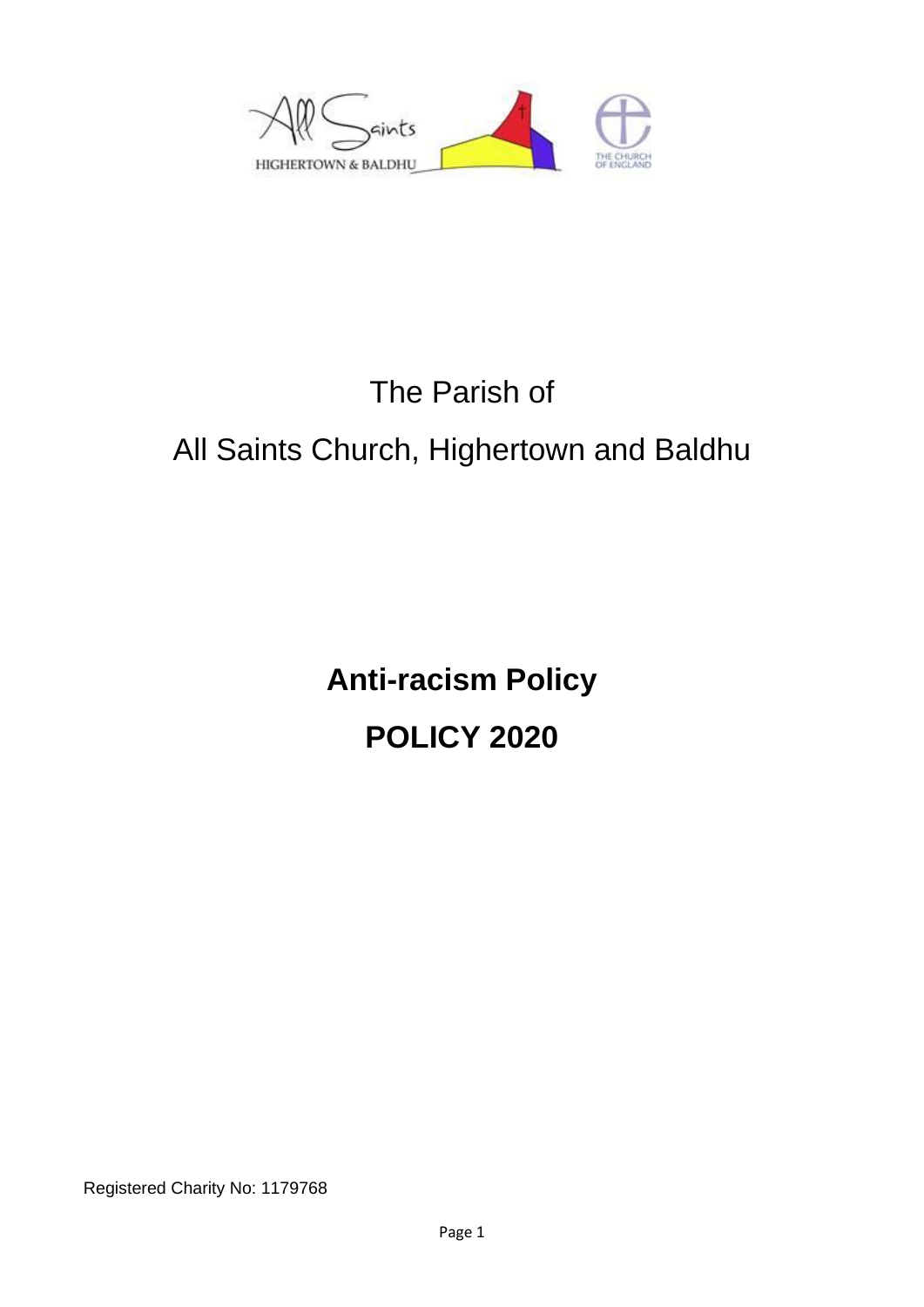The Parish of

All Saints Church, Highertown and Baldhu

# Anti-racism Policy

# POLICY 2020

Registered Charity No: 1179768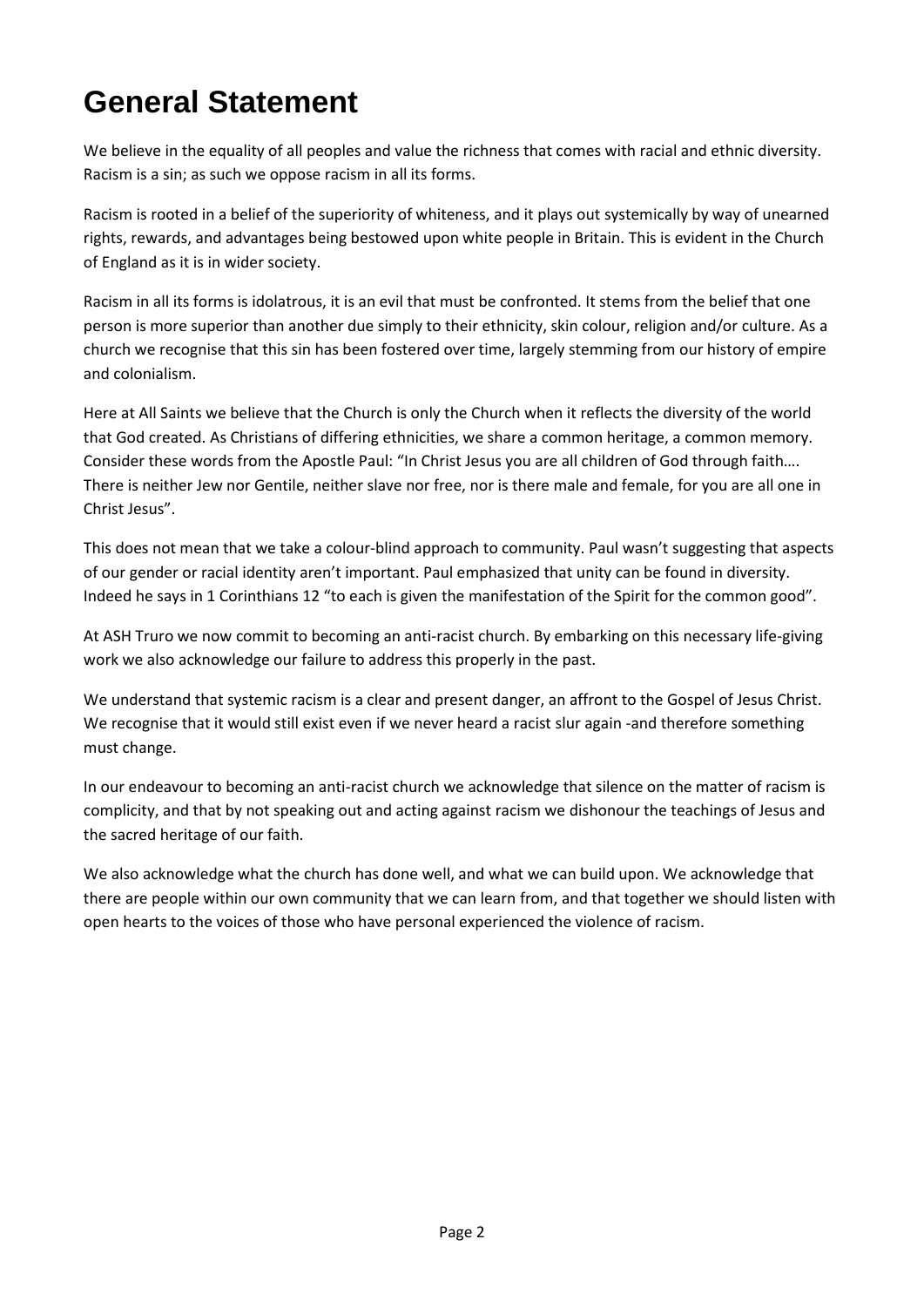# General Statement

We believe in the equality of all peoples and value the richness that comes with racial and ethnic diversity. Racism is a sin; as such we oppose racism in all its forms.

Racism is rooted in a belief of the superiority of whiteness, and it plays out systemically by way of unearned rights, rewards, and advantages being bestowed upon white people in Britain. This is evident in the Church of England as it is in wider society.

Racism in all its forms is idolatrous, it is an evil that must be confronted. It stems from the belief that one person is more superior than another due simply to their ethnicity, skin colour, religion and/or culture. As a church we recognise that this sin has been fostered over time, largely stemming from our history of empire and colonialism.

Here at All Saints we believe that the Church is only the Church when it reflects the diversity of the world that God created. As Christians of differing ethnicities, we share a common heritage, a common memory. Consider these words from the Apostle Paul: "In Christ Jesus you are all children of God through faith…. There is neither Jew nor Gentile, neither slave nor free, nor is there male and female, for you are all one in Christ Jesus".

This does not mean that we take a colour-blind approach to community. Paul wasn't suggesting that aspects of our gender or racial identity aren't important. Paul emphasized that unity can be found in diversity. Indeed he says in 1 Corinthians 12 "to each is given the manifestation of the Spirit for the common good".

At ASH Truro we now commit to becoming an anti-racist church. By embarking on this necessary life-giving work we also acknowledge our failure to address this properly in the past.

We understand that systemic racism is a clear and present danger, an affront to the Gospel of Jesus Christ. We recognise that it would still exist even if we never heard a racist slur again -and therefore something must change.

In our endeavour to becoming an anti-racist church we acknowledge that silence on the matter of racism is complicity, and that by not speaking out and acting against racism we dishonour the teachings of Jesus and the sacred heritage of our faith.

We also acknowledge what the church has done well, and what we can build upon. We acknowledge that there are people within our own community that we can learn from, and that together we should listen with open hearts to the voices of those who have personal experienced the violence of racism.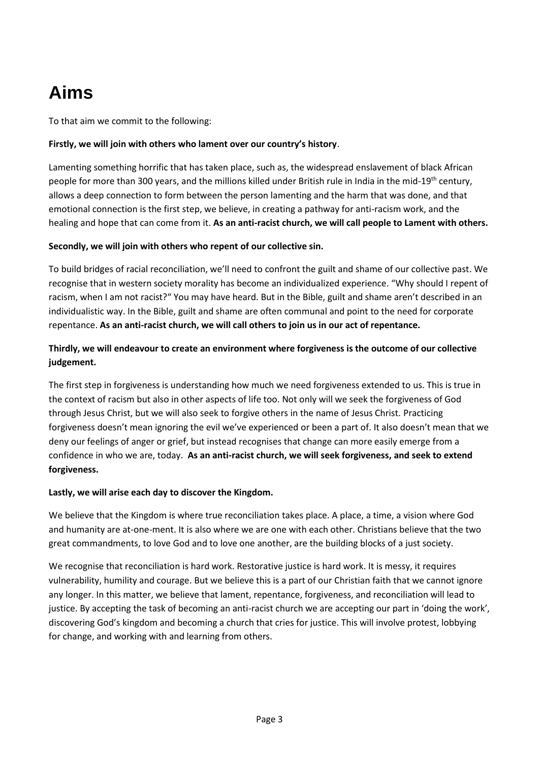# Aims

To that aim we commit to the following:

**Firstly, we will join with others who lament over our country's history**.

Lamenting something horrific that has taken place, such as, the widespread enslavement of black African people for more than 300 years, and the millions killed under British rule in India in the mid-19th century, allows a deep connection to form between the person lamenting and the harm that was done, and that emotional connection is the first step, we believe, in creating a pathway for anti-racism work, and the healing and hope that can come from it. **As an anti-racist church, we will call people to Lament with others.**

**Secondly, we will join with others who repent of our collective sin.**

To build bridges of racial reconciliation, we'll need to confront the guilt and shame of our collective past. We recognise that in western society morality has become an individualized experience. "Why should I repent of racism, when I am not racist?" You may have heard. But in the Bible, guilt and shame aren't described in an individualistic way. In the Bible, guilt and shame are often communal and point to the need for corporate repentance. **As an anti-racist church, we will call others to join us in our act of repentance.**

**Thirdly, we will endeavour to create an environment where forgiveness is the outcome of our collective judgement.**

The first step in forgiveness is understanding how much we need forgiveness extended to us. This is true in the context of racism but also in other aspects of life too. Not only will we seek the forgiveness of God through Jesus Christ, but we will also seek to forgive others in the name of Jesus Christ. Practicing forgiveness doesn't mean ignoring the evil we've experienced or been a part of. It also doesn't mean that we deny our feelings of anger or grief, but instead recognises that change can more easily emerge from a confidence in who we are, today. **As an anti-racist church, we will seek forgiveness, and seek to extend forgiveness.**

**Lastly, we will arise each day to discover the Kingdom.**

We believe that the Kingdom is where true reconciliation takes place. A place, a time, a vision where God and humanity are at-one-ment. It is also where we are one with each other. Christians believe that the two great commandments, to love God and to love one another, are the building blocks of a just society.

We recognise that reconciliation is hard work. Restorative justice is hard work. It is messy, it requires vulnerability, humility and courage. But we believe this is a part of our Christian faith that we cannot ignore any longer. In this matter, we believe that lament, repentance, forgiveness, and reconciliation will lead to justice. By accepting the task of becoming an anti-racist church we are accepting our part in 'doing the work', discovering God's kingdom and becoming a church that cries for justice. This will involve protest, lobbying for change, and working with and learning from others.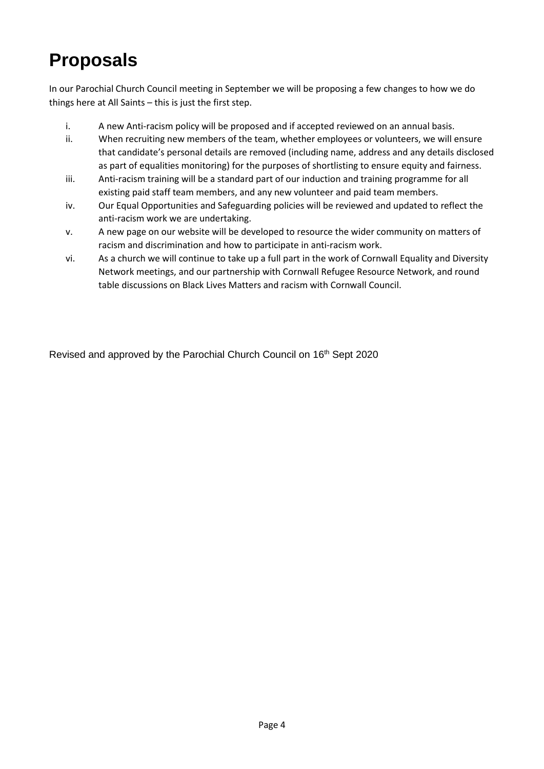# Proposals

In our Parochial Church Council meeting in September we will be proposing a few changes to how we do things here at All Saints – this is just the first step.

i. A new Anti-racism policy will be proposed and if accepted reviewed on an annual basis.

ii. When recruiting new members of the team, whether employees or volunteers, we will ensure that candidate's personal details are removed (including name, address and any details disclosed as part of equalities monitoring) for the purposes of shortlisting to ensure equity and fairness.

iii. Anti-racism training will be a standard part of our induction and training programme for all existing paid staff team members, and any new volunteer and paid team members.

iv. Our Equal Opportunities and Safeguarding policies will be reviewed and updated to reflect the anti-racism work we are undertaking.

v. A new page on our website will be developed to resource the wider community on matters of racism and discrimination and how to participate in anti-racism work.

vi. As a church we will continue to take up a full part in the work of Cornwall Equality and Diversity Network meetings, and our partnership with Cornwall Refugee Resource Network, and round table discussions on Black Lives Matters and racism with Cornwall Council.

Revised and approved by the Parochial Church Council on 16th Sept 2020